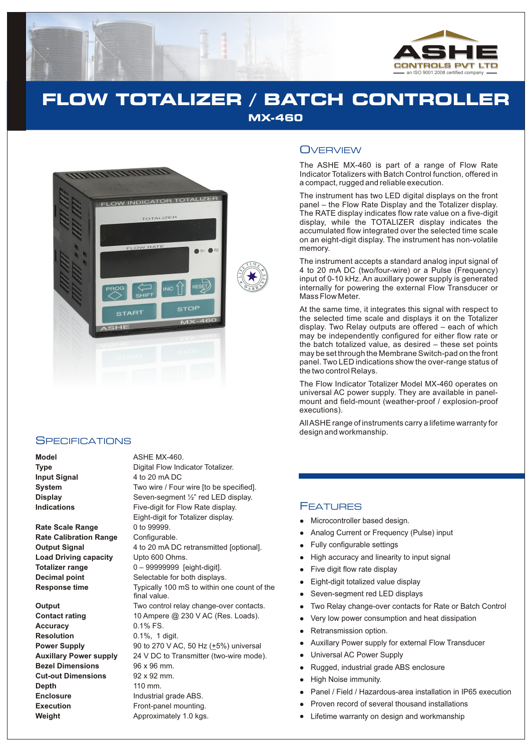ASHE
CONTROLS PVT LTD
an ISO 9001:2008 certified company

# FLOW TOTALIZER / BATCH CONTROLLER

## MX-460

## Overview

The ASHE MX-460 is part of a range of Flow Rate Indicator Totalizers with Batch Control function, offered in a compact, rugged and reliable execution.

The instrument has two LED digital displays on the front panel – the Flow Rate Display and the Totalizer display. The RATE display indicates flow rate value on a five-digit display, while the TOTALIZER display indicates the accumulated flow integrated over the selected time scale on an eight-digit display. The instrument has non-volatile memory.

The instrument accepts a standard analog input signal of 4 to 20 mA DC (two/four-wire) or a Pulse (Frequency) input of 0-10 kHz. An auxillary power supply is generated internally for powering the external Flow Transducer or Mass Flow Meter.

At the same time, it integrates this signal with respect to the selected time scale and displays it on the Totalizer display. Two Relay outputs are offered – each of which may be independently configured for either flow rate or the batch totalized value, as desired – these set points may be set through the Membrane Switch-pad on the front panel. Two LED indications show the over-range status of the two control Relays.

The Flow Indicator Totalizer Model MX-460 operates on universal AC power supply. They are available in panel-mount and field-mount (weather-proof / explosion-proof executions).

All ASHE range of instruments carry a lifetime warranty for design and workmanship.

## Specifications

| | |
|---|---|
| **Model** | ASHE MX-460. |
| **Type** | Digital Flow Indicator Totalizer. |
| **Input Signal** | 4 to 20 mA DC |
| **System** | Two wire / Four wire [to be specified]. |
| **Display** | Seven-segment ½" red LED display. |
| **Indications** | Five-digit for Flow Rate display. |
| | Eight-digit for Totalizer display. |
| **Rate Scale Range** | 0 to 99999. |
| **Rate Calibration Range** | Configurable. |
| **Output Signal** | 4 to 20 mA DC retransmitted [optional]. |
| **Load Driving capacity** | Upto 600 Ohms. |
| **Totalizer range** | 0 – 99999999 [eight-digit]. |
| **Decimal point** | Selectable for both displays. |
| **Response time** | Typically 100 mS to within one count of the final value. |
| **Output** | Two control relay change-over contacts. |
| **Contact rating** | 10 Ampere @ 230 V AC (Res. Loads). |
| **Accuracy** | 0.1% FS. |
| **Resolution** | 0.1%, 1 digit. |
| **Power Supply** | 90 to 270 V AC, 50 Hz (±5%) universal |
| **Auxillary Power supply** | 24 V DC to Transmitter (two-wire mode). |
| **Bezel Dimensions** | 96 x 96 mm. |
| **Cut-out Dimensions** | 92 x 92 mm. |
| **Depth** | 110 mm. |
| **Enclosure** | Industrial grade ABS. |
| **Execution** | Front-panel mounting. |
| **Weight** | Approximately 1.0 kgs. |

## Features

- Microcontroller based design.
- Analog Current or Frequency (Pulse) input
- Fully configurable settings
- High accuracy and linearity to input signal
- Five digit flow rate display
- Eight-digit totalized value display
- Seven-segment red LED displays
- Two Relay change-over contacts for Rate or Batch Control
- Very low power consumption and heat dissipation
- Retransmission option.
- Auxillary Power supply for external Flow Transducer
- Universal AC Power Supply
- Rugged, industrial grade ABS enclosure
- High Noise immunity.
- Panel / Field / Hazardous-area installation in IP65 execution
- Proven record of several thousand installations
- Lifetime warranty on design and workmanship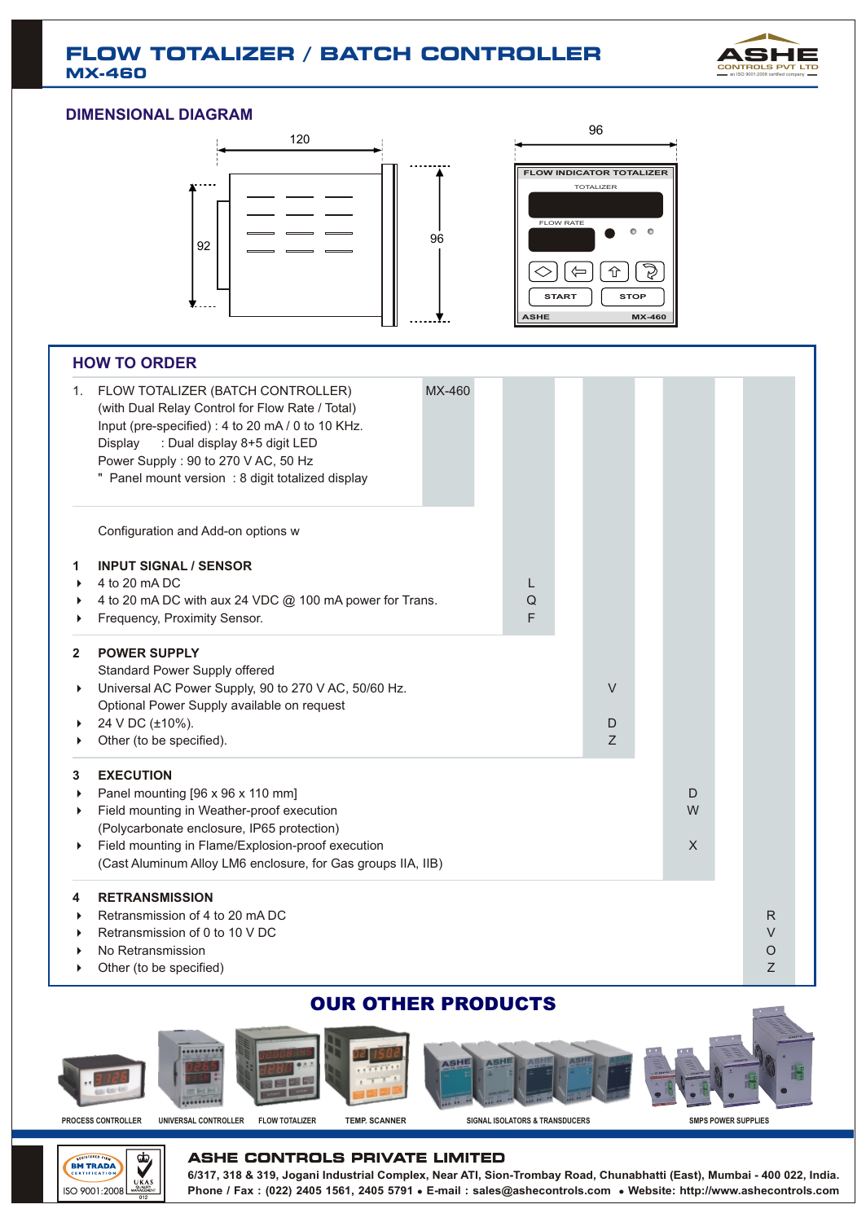# FLOW TOTALIZER / BATCH CONTROLLER

**MX-460**

ASHE CONTROLS PVT LTD

## DIMENSIONAL DIAGRAM

120

92

96

96

FLOW INDICATOR TOTALIZER

TOTALIZER

FLOW RATE

START

STOP

ASHE

MX-460

## HOW TO ORDER

1. FLOW TOTALIZER (BATCH CONTROLLER) — MX-460
   (with Dual Relay Control for Flow Rate / Total)
   Input (pre-specified) : 4 to 20 mA / 0 to 10 KHz.
   Display : Dual display 8+5 digit LED
   Power Supply : 90 to 270 V AC, 50 Hz
   " Panel mount version : 8 digit totalized display

Configuration and Add-on options w

**1 INPUT SIGNAL / SENSOR**

- 4 to 20 mA DC — L
- 4 to 20 mA DC with aux 24 VDC @ 100 mA power for Trans. — Q
- Frequency, Proximity Sensor. — F

**2 POWER SUPPLY**

Standard Power Supply offered

- Universal AC Power Supply, 90 to 270 V AC, 50/60 Hz. — V

Optional Power Supply available on request

- 24 V DC (±10%). — D
- Other (to be specified). — Z

**3 EXECUTION**

- Panel mounting [96 x 96 x 110 mm] — D
- Field mounting in Weather-proof execution (Polycarbonate enclosure, IP65 protection) — W
- Field mounting in Flame/Explosion-proof execution (Cast Aluminum Alloy LM6 enclosure, for Gas groups IIA, IIB) — X

**4 RETRANSMISSION**

- Retransmission of 4 to 20 mA DC — R
- Retransmission of 0 to 10 V DC — V
- No Retransmission — O
- Other (to be specified) — Z

## OUR OTHER PRODUCTS

PROCESS CONTROLLER · UNIVERSAL CONTROLLER · FLOW TOTALIZER · TEMP. SCANNER · SIGNAL ISOLATORS & TRANSDUCERS · SMPS POWER SUPPLIES

BM TRADA CERTIFICATION · ISO 9001:2008 · UKAS

**ASHE CONTROLS PRIVATE LIMITED**

6/317, 318 & 319, Jogani Industrial Complex, Near ATI, Sion-Trombay Road, Chunabhatti (East), Mumbai - 400 022, India.

Phone / Fax : (022) 2405 1561, 2405 5791 • E-mail : sales@ashecontrols.com • Website: http://www.ashecontrols.com